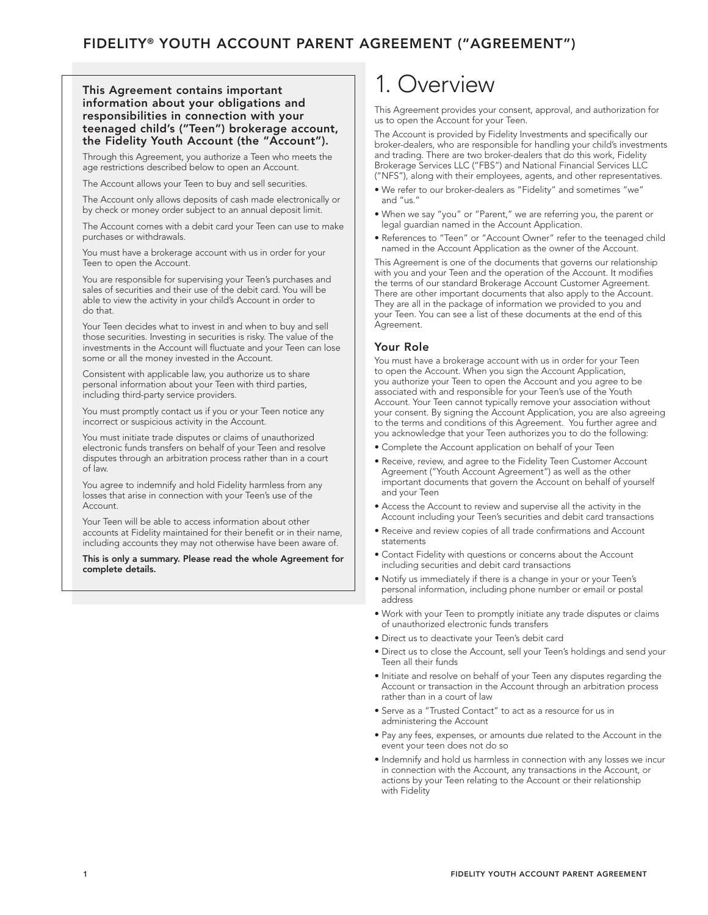# FIDELITY® YOUTH ACCOUNT PARENT AGREEMENT ("AGREEMENT")

**This Agreement contains important information about your obligations and responsibilities in connection with your teenaged child's ("Teen") brokerage account, the Fidelity Youth Account (the "Account").**

Through this Agreement, you authorize a Teen who meets the age restrictions described below to open an Account.

The Account allows your Teen to buy and sell securities.

The Account only allows deposits of cash made electronically or by check or money order subject to an annual deposit limit.

The Account comes with a debit card your Teen can use to make purchases or withdrawals.

You must have a brokerage account with us in order for your Teen to open the Account.

You are responsible for supervising your Teen's purchases and sales of securities and their use of the debit card. You will be able to view the activity in your child's Account in order to do that.

Your Teen decides what to invest in and when to buy and sell those securities. Investing in securities is risky. The value of the investments in the Account will fluctuate and your Teen can lose some or all the money invested in the Account.

Consistent with applicable law, you authorize us to share personal information about your Teen with third parties, including third-party service providers.

You must promptly contact us if you or your Teen notice any incorrect or suspicious activity in the Account.

You must initiate trade disputes or claims of unauthorized electronic funds transfers on behalf of your Teen and resolve disputes through an arbitration process rather than in a court of law.

You agree to indemnify and hold Fidelity harmless from any losses that arise in connection with your Teen's use of the Account.

Your Teen will be able to access information about other accounts at Fidelity maintained for their benefit or in their name, including accounts they may not otherwise have been aware of.

**This is only a summary. Please read the whole Agreement for complete details.**

## 1. Overview

This Agreement provides your consent, approval, and authorization for us to open the Account for your Teen.

The Account is provided by Fidelity Investments and specifically our broker-dealers, who are responsible for handling your child's investments and trading. There are two broker-dealers that do this work, Fidelity Brokerage Services LLC ("FBS") and National Financial Services LLC ("NFS"), along with their employees, agents, and other representatives.

- We refer to our broker-dealers as "Fidelity" and sometimes "we" and "us."
- When we say "you" or "Parent," we are referring you, the parent or legal guardian named in the Account Application.
- References to "Teen" or "Account Owner" refer to the teenaged child named in the Account Application as the owner of the Account.

This Agreement is one of the documents that governs our relationship with you and your Teen and the operation of the Account. It modifies the terms of our standard Brokerage Account Customer Agreement. There are other important documents that also apply to the Account. They are all in the package of information we provided to you and your Teen. You can see a list of these documents at the end of this Agreement.

### Your Role

You must have a brokerage account with us in order for your Teen to open the Account. When you sign the Account Application, you authorize your Teen to open the Account and you agree to be associated with and responsible for your Teen's use of the Youth Account. Your Teen cannot typically remove your association without your consent. By signing the Account Application, you are also agreeing to the terms and conditions of this Agreement. You further agree and you acknowledge that your Teen authorizes you to do the following:

- Complete the Account application on behalf of your Teen
- Receive, review, and agree to the Fidelity Teen Customer Account Agreement ("Youth Account Agreement") as well as the other important documents that govern the Account on behalf of yourself and your Teen
- Access the Account to review and supervise all the activity in the Account including your Teen's securities and debit card transactions
- Receive and review copies of all trade confirmations and Account statements
- Contact Fidelity with questions or concerns about the Account including securities and debit card transactions
- Notify us immediately if there is a change in your or your Teen's personal information, including phone number or email or postal address
- Work with your Teen to promptly initiate any trade disputes or claims of unauthorized electronic funds transfers
- Direct us to deactivate your Teen's debit card
- Direct us to close the Account, sell your Teen's holdings and send your Teen all their funds
- Initiate and resolve on behalf of your Teen any disputes regarding the Account or transaction in the Account through an arbitration process rather than in a court of law
- Serve as a "Trusted Contact" to act as a resource for us in administering the Account
- Pay any fees, expenses, or amounts due related to the Account in the event your teen does not do so
- Indemnify and hold us harmless in connection with any losses we incur in connection with the Account, any transactions in the Account, or actions by your Teen relating to the Account or their relationship with Fidelity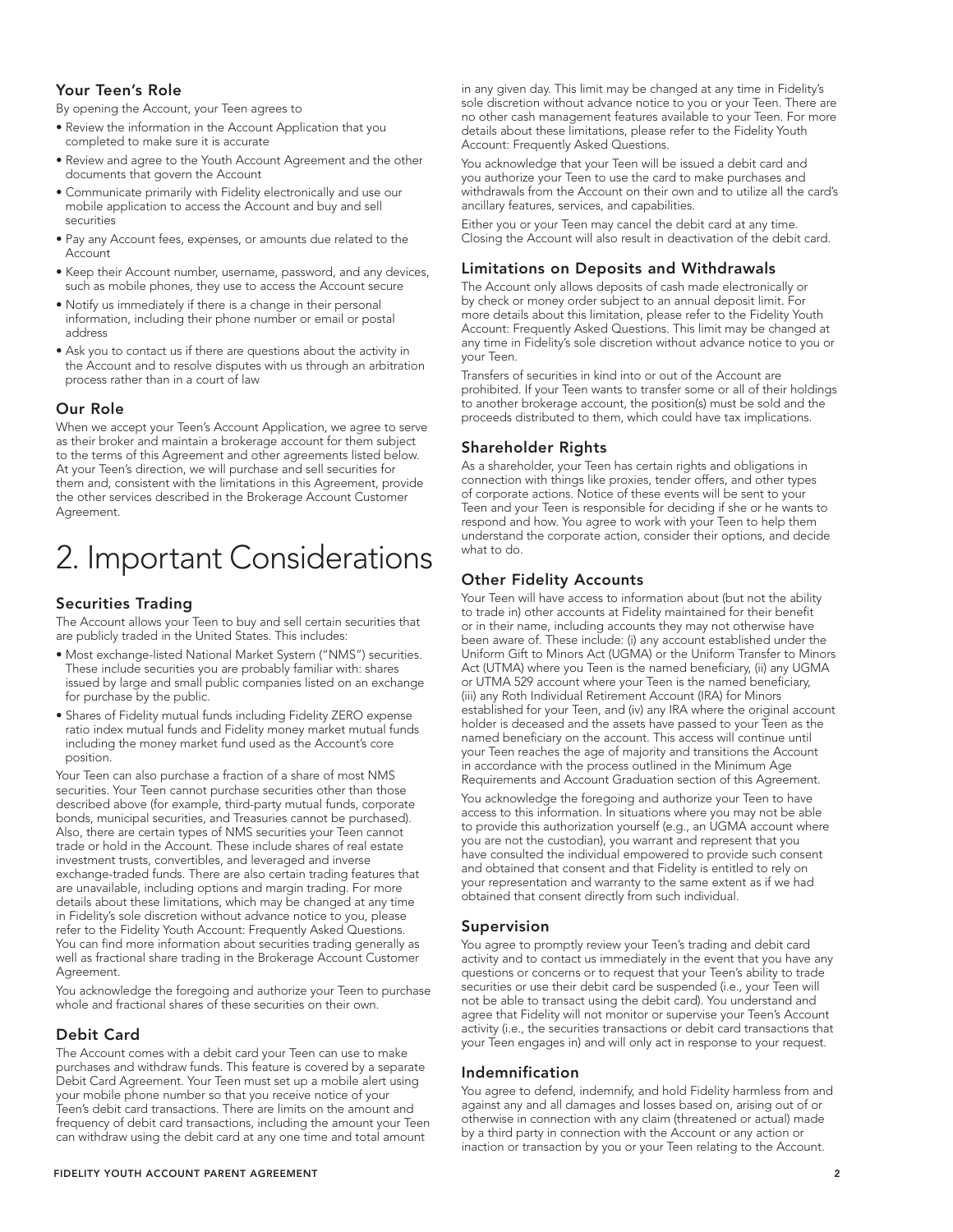### Your Teen's Role

By opening the Account, your Teen agrees to

- Review the information in the Account Application that you completed to make sure it is accurate
- Review and agree to the Youth Account Agreement and the other documents that govern the Account
- Communicate primarily with Fidelity electronically and use our mobile application to access the Account and buy and sell securities
- Pay any Account fees, expenses, or amounts due related to the Account
- Keep their Account number, username, password, and any devices, such as mobile phones, they use to access the Account secure
- Notify us immediately if there is a change in their personal information, including their phone number or email or postal address
- Ask you to contact us if there are questions about the activity in the Account and to resolve disputes with us through an arbitration process rather than in a court of law

### Our Role

When we accept your Teen's Account Application, we agree to serve as their broker and maintain a brokerage account for them subject to the terms of this Agreement and other agreements listed below. At your Teen's direction, we will purchase and sell securities for them and, consistent with the limitations in this Agreement, provide the other services described in the Brokerage Account Customer Agreement.

# 2. Important Considerations

### Securities Trading

The Account allows your Teen to buy and sell certain securities that are publicly traded in the United States. This includes:

- Most exchange-listed National Market System ("NMS") securities. These include securities you are probably familiar with: shares issued by large and small public companies listed on an exchange for purchase by the public.
- Shares of Fidelity mutual funds including Fidelity ZERO expense ratio index mutual funds and Fidelity money market mutual funds including the money market fund used as the Account's core position.

Your Teen can also purchase a fraction of a share of most NMS securities. Your Teen cannot purchase securities other than those described above (for example, third-party mutual funds, corporate bonds, municipal securities, and Treasuries cannot be purchased). Also, there are certain types of NMS securities your Teen cannot trade or hold in the Account. These include shares of real estate investment trusts, convertibles, and leveraged and inverse exchange-traded funds. There are also certain trading features that are unavailable, including options and margin trading. For more details about these limitations, which may be changed at any time in Fidelity's sole discretion without advance notice to you, please refer to the Fidelity Youth Account: Frequently Asked Questions. You can find more information about securities trading generally as well as fractional share trading in the Brokerage Account Customer Agreement.

You acknowledge the foregoing and authorize your Teen to purchase whole and fractional shares of these securities on their own.

### Debit Card

The Account comes with a debit card your Teen can use to make purchases and withdraw funds. This feature is covered by a separate Debit Card Agreement. Your Teen must set up a mobile alert using your mobile phone number so that you receive notice of your Teen's debit card transactions. There are limits on the amount and frequency of debit card transactions, including the amount your Teen can withdraw using the debit card at any one time and total amount in any given day. This limit may be changed at any time in Fidelity's sole discretion without advance notice to you or your Teen. There are no other cash management features available to your Teen. For more details about these limitations, please refer to the Fidelity Youth Account: Frequently Asked Questions.

You acknowledge that your Teen will be issued a debit card and you authorize your Teen to use the card to make purchases and withdrawals from the Account on their own and to utilize all the card's ancillary features, services, and capabilities.

Either you or your Teen may cancel the debit card at any time. Closing the Account will also result in deactivation of the debit card.

### Limitations on Deposits and Withdrawals

The Account only allows deposits of cash made electronically or by check or money order subject to an annual deposit limit. For more details about this limitation, please refer to the Fidelity Youth Account: Frequently Asked Questions. This limit may be changed at any time in Fidelity's sole discretion without advance notice to you or your Teen.

Transfers of securities in kind into or out of the Account are prohibited. If your Teen wants to transfer some or all of their holdings to another brokerage account, the position(s) must be sold and the proceeds distributed to them, which could have tax implications.

### Shareholder Rights

As a shareholder, your Teen has certain rights and obligations in connection with things like proxies, tender offers, and other types of corporate actions. Notice of these events will be sent to your Teen and your Teen is responsible for deciding if she or he wants to respond and how. You agree to work with your Teen to help them understand the corporate action, consider their options, and decide what to do.

### Other Fidelity Accounts

Your Teen will have access to information about (but not the ability to trade in) other accounts at Fidelity maintained for their benefit or in their name, including accounts they may not otherwise have been aware of. These include: (i) any account established under the Uniform Gift to Minors Act (UGMA) or the Uniform Transfer to Minors Act (UTMA) where you Teen is the named beneficiary, (ii) any UGMA or UTMA 529 account where your Teen is the named beneficiary, (iii) any Roth Individual Retirement Account (IRA) for Minors established for your Teen, and (iv) any IRA where the original account holder is deceased and the assets have passed to your Teen as the named beneficiary on the account. This access will continue until your Teen reaches the age of majority and transitions the Account in accordance with the process outlined in the Minimum Age Requirements and Account Graduation section of this Agreement.

You acknowledge the foregoing and authorize your Teen to have access to this information. In situations where you may not be able to provide this authorization yourself (e.g., an UGMA account where you are not the custodian), you warrant and represent that you have consulted the individual empowered to provide such consent and obtained that consent and that Fidelity is entitled to rely on your representation and warranty to the same extent as if we had obtained that consent directly from such individual.

### Supervision

You agree to promptly review your Teen's trading and debit card activity and to contact us immediately in the event that you have any questions or concerns or to request that your Teen's ability to trade securities or use their debit card be suspended (i.e., your Teen will not be able to transact using the debit card). You understand and agree that Fidelity will not monitor or supervise your Teen's Account activity (i.e., the securities transactions or debit card transactions that your Teen engages in) and will only act in response to your request.

### Indemnification

You agree to defend, indemnify, and hold Fidelity harmless from and against any and all damages and losses based on, arising out of or otherwise in connection with any claim (threatened or actual) made by a third party in connection with the Account or any action or inaction or transaction by you or your Teen relating to the Account.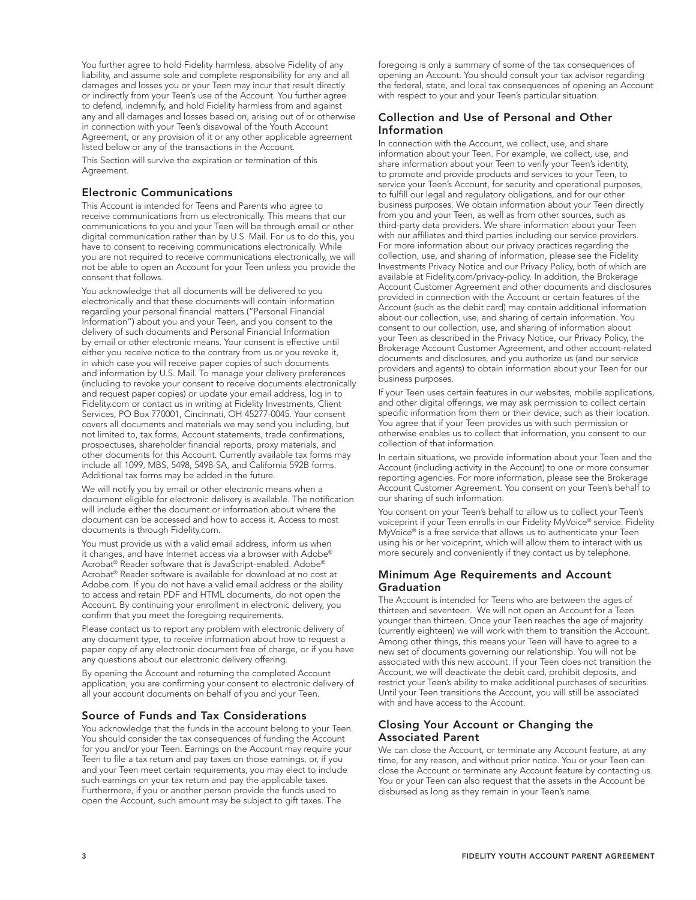You further agree to hold Fidelity harmless, absolve Fidelity of any liability, and assume sole and complete responsibility for any and all damages and losses you or your Teen may incur that result directly or indirectly from your Teen's use of the Account. You further agree to defend, indemnify, and hold Fidelity harmless from and against any and all damages and losses based on, arising out of or otherwise in connection with your Teen's disavowal of the Youth Account Agreement, or any provision of it or any other applicable agreement listed below or any of the transactions in the Account.

This Section will survive the expiration or termination of this Agreement.

## Electronic Communications

This Account is intended for Teens and Parents who agree to receive communications from us electronically. This means that our communications to you and your Teen will be through email or other digital communication rather than by U.S. Mail. For us to do this, you have to consent to receiving communications electronically. While you are not required to receive communications electronically, we will not be able to open an Account for your Teen unless you provide the consent that follows.

You acknowledge that all documents will be delivered to you electronically and that these documents will contain information regarding your personal financial matters ("Personal Financial Information") about you and your Teen, and you consent to the delivery of such documents and Personal Financial Information by email or other electronic means. Your consent is effective until either you receive notice to the contrary from us or you revoke it, in which case you will receive paper copies of such documents and information by U.S. Mail. To manage your delivery preferences (including to revoke your consent to receive documents electronically and request paper copies) or update your email address, log in to Fidelity.com or contact us in writing at Fidelity Investments, Client Services, PO Box 770001, Cincinnati, OH 45277-0045. Your consent covers all documents and materials we may send you including, but not limited to, tax forms, Account statements, trade confirmations, prospectuses, shareholder financial reports, proxy materials, and other documents for this Account. Currently available tax forms may include all 1099, MBS, 5498, 5498-SA, and California 592B forms. Additional tax forms may be added in the future.

We will notify you by email or other electronic means when a document eligible for electronic delivery is available. The notification will include either the document or information about where the document can be accessed and how to access it. Access to most documents is through Fidelity.com.

You must provide us with a valid email address, inform us when it changes, and have Internet access via a browser with Adobe® Acrobat® Reader software that is JavaScript-enabled. Adobe® Acrobat® Reader software is available for download at no cost at Adobe.com. If you do not have a valid email address or the ability to access and retain PDF and HTML documents, do not open the Account. By continuing your enrollment in electronic delivery, you confirm that you meet the foregoing requirements.

Please contact us to report any problem with electronic delivery of any document type, to receive information about how to request a paper copy of any electronic document free of charge, or if you have any questions about our electronic delivery offering.

By opening the Account and returning the completed Account application, you are confirming your consent to electronic delivery of all your account documents on behalf of you and your Teen.

## Source of Funds and Tax Considerations

You acknowledge that the funds in the account belong to your Teen. You should consider the tax consequences of funding the Account for you and/or your Teen. Earnings on the Account may require your Teen to file a tax return and pay taxes on those earnings, or, if you and your Teen meet certain requirements, you may elect to include such earnings on your tax return and pay the applicable taxes. Furthermore, if you or another person provide the funds used to open the Account, such amount may be subject to gift taxes. The foregoing is only a summary of some of the tax consequences of opening an Account. You should consult your tax advisor regarding the federal, state, and local tax consequences of opening an Account with respect to your and your Teen's particular situation.

## Collection and Use of Personal and Other Information

In connection with the Account, we collect, use, and share information about your Teen. For example, we collect, use, and share information about your Teen to verify your Teen's identity, to promote and provide products and services to your Teen, to service your Teen's Account, for security and operational purposes, to fulfill our legal and regulatory obligations, and for our other business purposes. We obtain information about your Teen directly from you and your Teen, as well as from other sources, such as third-party data providers. We share information about your Teen with our affiliates and third parties including our service providers. For more information about our privacy practices regarding the collection, use, and sharing of information, please see the Fidelity Investments Privacy Notice and our Privacy Policy, both of which are available at Fidelity.com/privacy-policy. In addition, the Brokerage Account Customer Agreement and other documents and disclosures provided in connection with the Account or certain features of the Account (such as the debit card) may contain additional information about our collection, use, and sharing of certain information. You consent to our collection, use, and sharing of information about your Teen as described in the Privacy Notice, our Privacy Policy, the Brokerage Account Customer Agreement, and other account-related documents and disclosures, and you authorize us (and our service providers and agents) to obtain information about your Teen for our business purposes.

If your Teen uses certain features in our websites, mobile applications, and other digital offerings, we may ask permission to collect certain specific information from them or their device, such as their location. You agree that if your Teen provides us with such permission or otherwise enables us to collect that information, you consent to our collection of that information.

In certain situations, we provide information about your Teen and the Account (including activity in the Account) to one or more consumer reporting agencies. For more information, please see the Brokerage Account Customer Agreement. You consent on your Teen's behalf to our sharing of such information.

You consent on your Teen's behalf to allow us to collect your Teen's voiceprint if your Teen enrolls in our Fidelity MyVoice® service. Fidelity MyVoice® is a free service that allows us to authenticate your Teen using his or her voiceprint, which will allow them to interact with us more securely and conveniently if they contact us by telephone.

## Minimum Age Requirements and Account Graduation

The Account is intended for Teens who are between the ages of thirteen and seventeen. We will not open an Account for a Teen younger than thirteen. Once your Teen reaches the age of majority (currently eighteen) we will work with them to transition the Account. Among other things, this means your Teen will have to agree to a new set of documents governing our relationship. You will not be associated with this new account. If your Teen does not transition the Account, we will deactivate the debit card, prohibit deposits, and restrict your Teen's ability to make additional purchases of securities. Until your Teen transitions the Account, you will still be associated with and have access to the Account.

## Closing Your Account or Changing the Associated Parent

We can close the Account, or terminate any Account feature, at any time, for any reason, and without prior notice. You or your Teen can close the Account or terminate any Account feature by contacting us. You or your Teen can also request that the assets in the Account be disbursed as long as they remain in your Teen's name.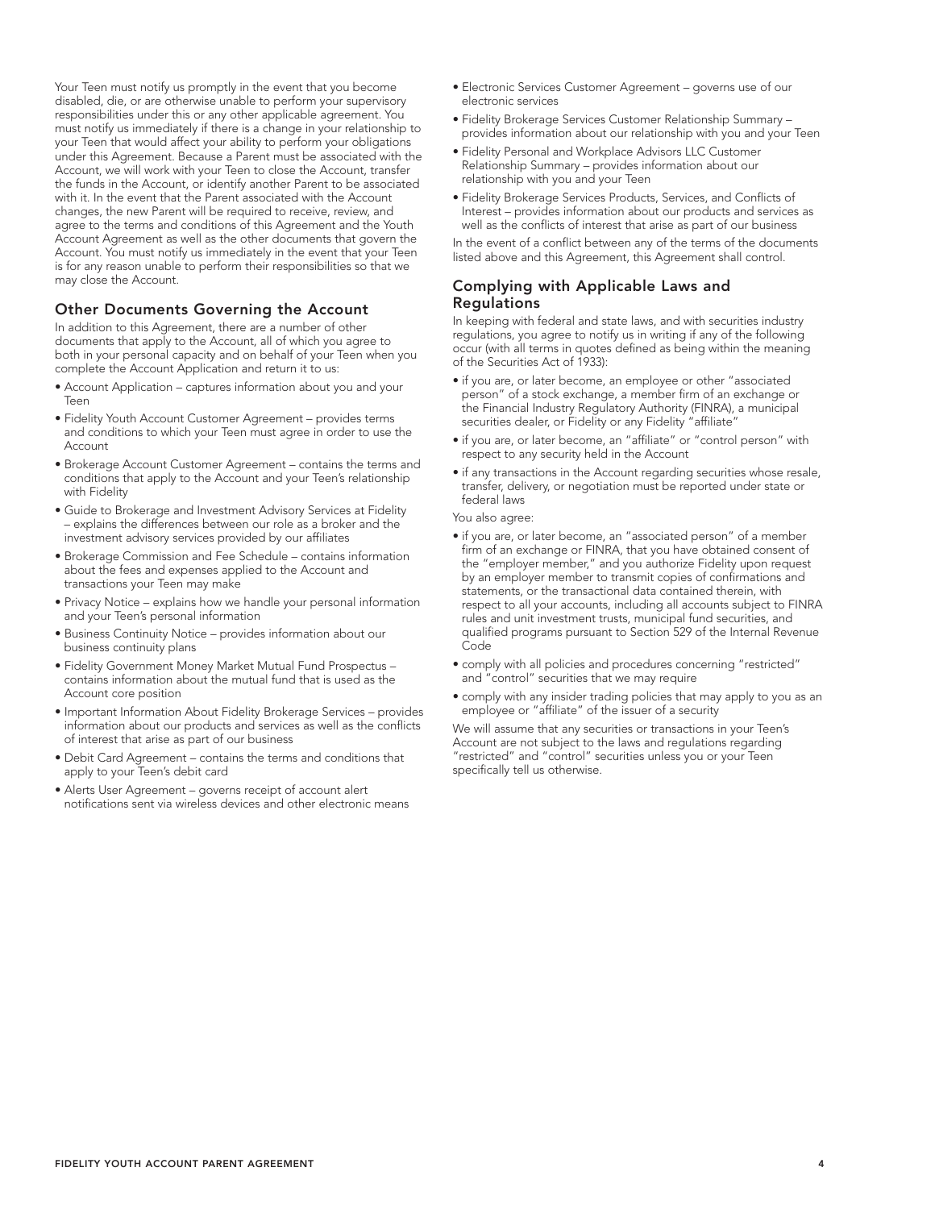Your Teen must notify us promptly in the event that you become disabled, die, or are otherwise unable to perform your supervisory responsibilities under this or any other applicable agreement. You must notify us immediately if there is a change in your relationship to your Teen that would affect your ability to perform your obligations under this Agreement. Because a Parent must be associated with the Account, we will work with your Teen to close the Account, transfer the funds in the Account, or identify another Parent to be associated with it. In the event that the Parent associated with the Account changes, the new Parent will be required to receive, review, and agree to the terms and conditions of this Agreement and the Youth Account Agreement as well as the other documents that govern the Account. You must notify us immediately in the event that your Teen is for any reason unable to perform their responsibilities so that we may close the Account.

## Other Documents Governing the Account

In addition to this Agreement, there are a number of other documents that apply to the Account, all of which you agree to both in your personal capacity and on behalf of your Teen when you complete the Account Application and return it to us:

- Account Application – captures information about you and your Teen
- Fidelity Youth Account Customer Agreement – provides terms and conditions to which your Teen must agree in order to use the Account
- Brokerage Account Customer Agreement – contains the terms and conditions that apply to the Account and your Teen's relationship with Fidelity
- Guide to Brokerage and Investment Advisory Services at Fidelity – explains the differences between our role as a broker and the investment advisory services provided by our affiliates
- Brokerage Commission and Fee Schedule – contains information about the fees and expenses applied to the Account and transactions your Teen may make
- Privacy Notice – explains how we handle your personal information and your Teen's personal information
- Business Continuity Notice – provides information about our business continuity plans
- Fidelity Government Money Market Mutual Fund Prospectus – contains information about the mutual fund that is used as the Account core position
- Important Information About Fidelity Brokerage Services – provides information about our products and services as well as the conflicts of interest that arise as part of our business
- Debit Card Agreement – contains the terms and conditions that apply to your Teen's debit card
- Alerts User Agreement – governs receipt of account alert notifications sent via wireless devices and other electronic means
- Electronic Services Customer Agreement – governs use of our electronic services
- Fidelity Brokerage Services Customer Relationship Summary – provides information about our relationship with you and your Teen
- Fidelity Personal and Workplace Advisors LLC Customer Relationship Summary – provides information about our relationship with you and your Teen
- Fidelity Brokerage Services Products, Services, and Conflicts of Interest – provides information about our products and services as well as the conflicts of interest that arise as part of our business

In the event of a conflict between any of the terms of the documents listed above and this Agreement, this Agreement shall control.

## Complying with Applicable Laws and Regulations

In keeping with federal and state laws, and with securities industry regulations, you agree to notify us in writing if any of the following occur (with all terms in quotes defined as being within the meaning of the Securities Act of 1933):

- if you are, or later become, an employee or other "associated person" of a stock exchange, a member firm of an exchange or the Financial Industry Regulatory Authority (FINRA), a municipal securities dealer, or Fidelity or any Fidelity "affiliate"
- if you are, or later become, an "affiliate" or "control person" with respect to any security held in the Account
- if any transactions in the Account regarding securities whose resale, transfer, delivery, or negotiation must be reported under state or federal laws

You also agree:

- if you are, or later become, an "associated person" of a member firm of an exchange or FINRA, that you have obtained consent of the "employer member," and you authorize Fidelity upon request by an employer member to transmit copies of confirmations and statements, or the transactional data contained therein, with respect to all your accounts, including all accounts subject to FINRA rules and unit investment trusts, municipal fund securities, and qualified programs pursuant to Section 529 of the Internal Revenue Code
- comply with all policies and procedures concerning "restricted" and "control" securities that we may require
- comply with any insider trading policies that may apply to you as an employee or "affiliate" of the issuer of a security

We will assume that any securities or transactions in your Teen's Account are not subject to the laws and regulations regarding "restricted" and "control" securities unless you or your Teen specifically tell us otherwise.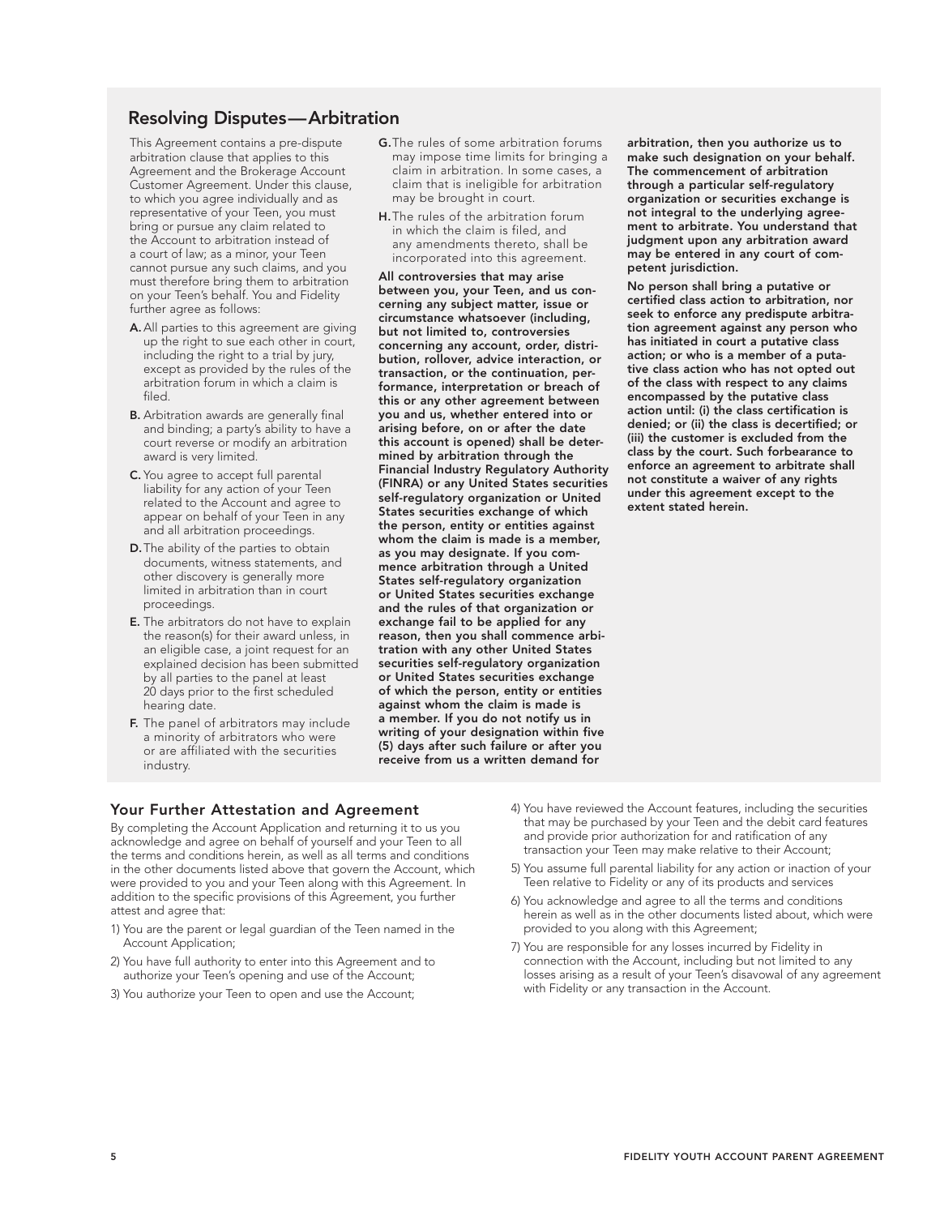## Resolving Disputes—Arbitration

This Agreement contains a pre-dispute arbitration clause that applies to this Agreement and the Brokerage Account Customer Agreement. Under this clause, to which you agree individually and as representative of your Teen, you must bring or pursue any claim related to the Account to arbitration instead of a court of law; as a minor, your Teen cannot pursue any such claims, and you must therefore bring them to arbitration on your Teen's behalf. You and Fidelity further agree as follows:

- **A.** All parties to this agreement are giving up the right to sue each other in court, including the right to a trial by jury, except as provided by the rules of the arbitration forum in which a claim is filed.
- **B.** Arbitration awards are generally final and binding; a party's ability to have a court reverse or modify an arbitration award is very limited.
- **C.** You agree to accept full parental liability for any action of your Teen related to the Account and agree to appear on behalf of your Teen in any and all arbitration proceedings.
- **D.** The ability of the parties to obtain documents, witness statements, and other discovery is generally more limited in arbitration than in court proceedings.
- **E.** The arbitrators do not have to explain the reason(s) for their award unless, in an eligible case, a joint request for an explained decision has been submitted by all parties to the panel at least 20 days prior to the first scheduled hearing date.
- **F.** The panel of arbitrators may include a minority of arbitrators who were or are affiliated with the securities industry.
- **G.** The rules of some arbitration forums may impose time limits for bringing a claim in arbitration. In some cases, a claim that is ineligible for arbitration may be brought in court.
- **H.** The rules of the arbitration forum in which the claim is filed, and any amendments thereto, shall be incorporated into this agreement.

**All controversies that may arise between you, your Teen, and us concerning any subject matter, issue or circumstance whatsoever (including, but not limited to, controversies concerning any account, order, distribution, rollover, advice interaction, or transaction, or the continuation, performance, interpretation or breach of this or any other agreement between you and us, whether entered into or arising before, on or after the date this account is opened) shall be determined by arbitration through the Financial Industry Regulatory Authority (FINRA) or any United States securities self-regulatory organization or United States securities exchange of which the person, entity or entities against whom the claim is made is a member, as you may designate. If you commence arbitration through a United States self-regulatory organization or United States securities exchange and the rules of that organization or exchange fail to be applied for any reason, then you shall commence arbitration with any other United States securities self-regulatory organization or United States securities exchange of which the person, entity or entities against whom the claim is made is a member. If you do not notify us in writing of your designation within five (5) days after such failure or after you receive from us a written demand for arbitration, then you authorize us to make such designation on your behalf. The commencement of arbitration through a particular self-regulatory organization or securities exchange is not integral to the underlying agreement to arbitrate. You understand that judgment upon any arbitration award may be entered in any court of competent jurisdiction.**

**No person shall bring a putative or certified class action to arbitration, nor seek to enforce any predispute arbitration agreement against any person who has initiated in court a putative class action; or who is a member of a putative class action who has not opted out of the class with respect to any claims encompassed by the putative class action until: (i) the class certification is denied; or (ii) the class is decertified; or (iii) the customer is excluded from the class by the court. Such forbearance to enforce an agreement to arbitrate shall not constitute a waiver of any rights under this agreement except to the extent stated herein.**

## Your Further Attestation and Agreement

By completing the Account Application and returning it to us you acknowledge and agree on behalf of yourself and your Teen to all the terms and conditions herein, as well as all terms and conditions in the other documents listed above that govern the Account, which were provided to you and your Teen along with this Agreement. In addition to the specific provisions of this Agreement, you further attest and agree that:

1) You are the parent or legal guardian of the Teen named in the Account Application;
2) You have full authority to enter into this Agreement and to authorize your Teen's opening and use of the Account;
3) You authorize your Teen to open and use the Account;
4) You have reviewed the Account features, including the securities that may be purchased by your Teen and the debit card features and provide prior authorization for and ratification of any transaction your Teen may make relative to their Account;
5) You assume full parental liability for any action or inaction of your Teen relative to Fidelity or any of its products and services
6) You acknowledge and agree to all the terms and conditions herein as well as in the other documents listed about, which were provided to you along with this Agreement;
7) You are responsible for any losses incurred by Fidelity in connection with the Account, including but not limited to any losses arising as a result of your Teen's disavowal of any agreement with Fidelity or any transaction in the Account.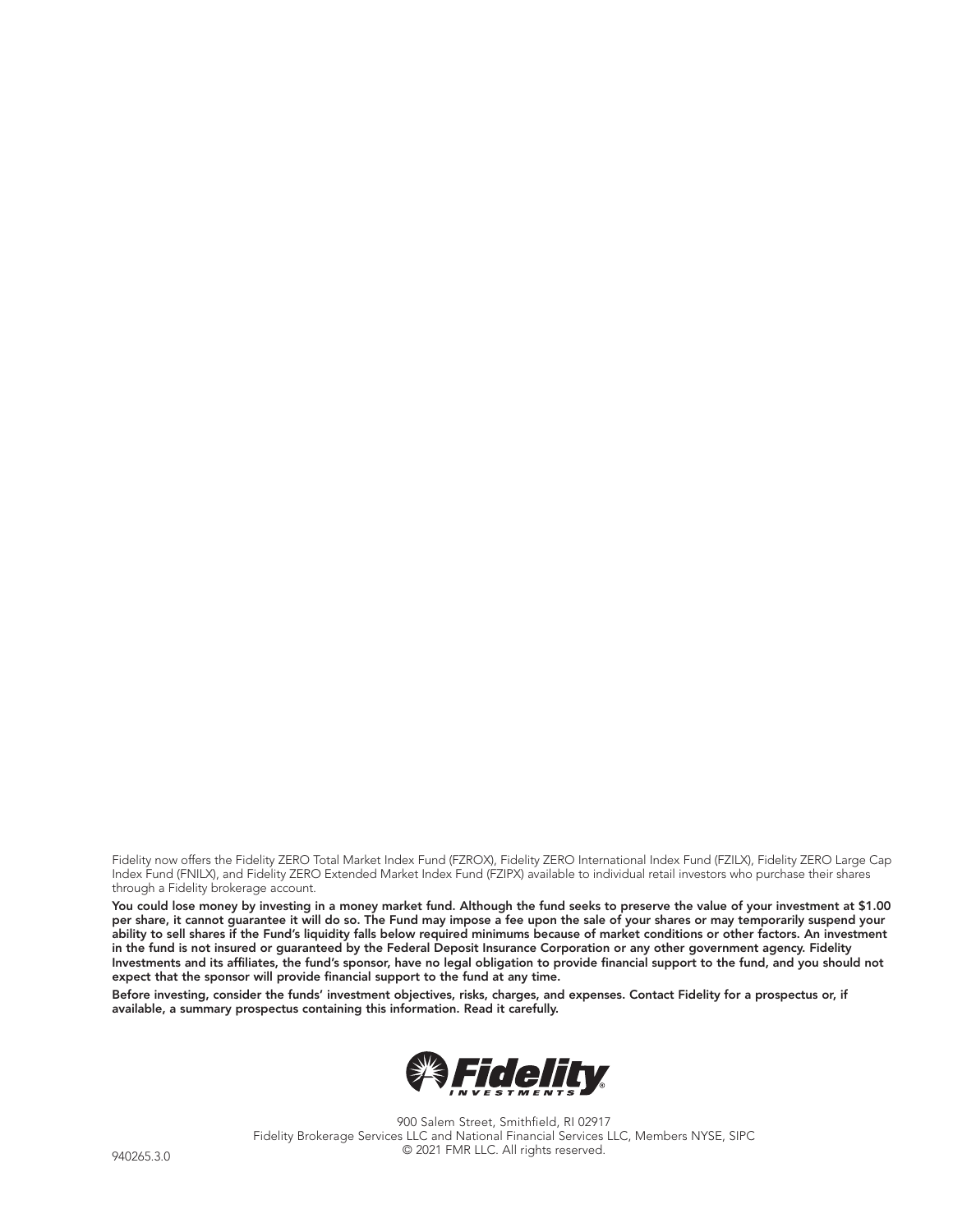Fidelity now offers the Fidelity ZERO Total Market Index Fund (FZROX), Fidelity ZERO International Index Fund (FZILX), Fidelity ZERO Large Cap Index Fund (FNILX), and Fidelity ZERO Extended Market Index Fund (FZIPX) available to individual retail investors who purchase their shares through a Fidelity brokerage account.

**You could lose money by investing in a money market fund. Although the fund seeks to preserve the value of your investment at $1.00 per share, it cannot guarantee it will do so. The Fund may impose a fee upon the sale of your shares or may temporarily suspend your ability to sell shares if the Fund's liquidity falls below required minimums because of market conditions or other factors. An investment in the fund is not insured or guaranteed by the Federal Deposit Insurance Corporation or any other government agency. Fidelity Investments and its affiliates, the fund's sponsor, have no legal obligation to provide financial support to the fund, and you should not expect that the sponsor will provide financial support to the fund at any time.**

**Before investing, consider the funds' investment objectives, risks, charges, and expenses. Contact Fidelity for a prospectus or, if available, a summary prospectus containing this information. Read it carefully.**

Fidelity INVESTMENTS®

900 Salem Street, Smithfield, RI 02917
Fidelity Brokerage Services LLC and National Financial Services LLC, Members NYSE, SIPC
© 2021 FMR LLC. All rights reserved.

940265.3.0